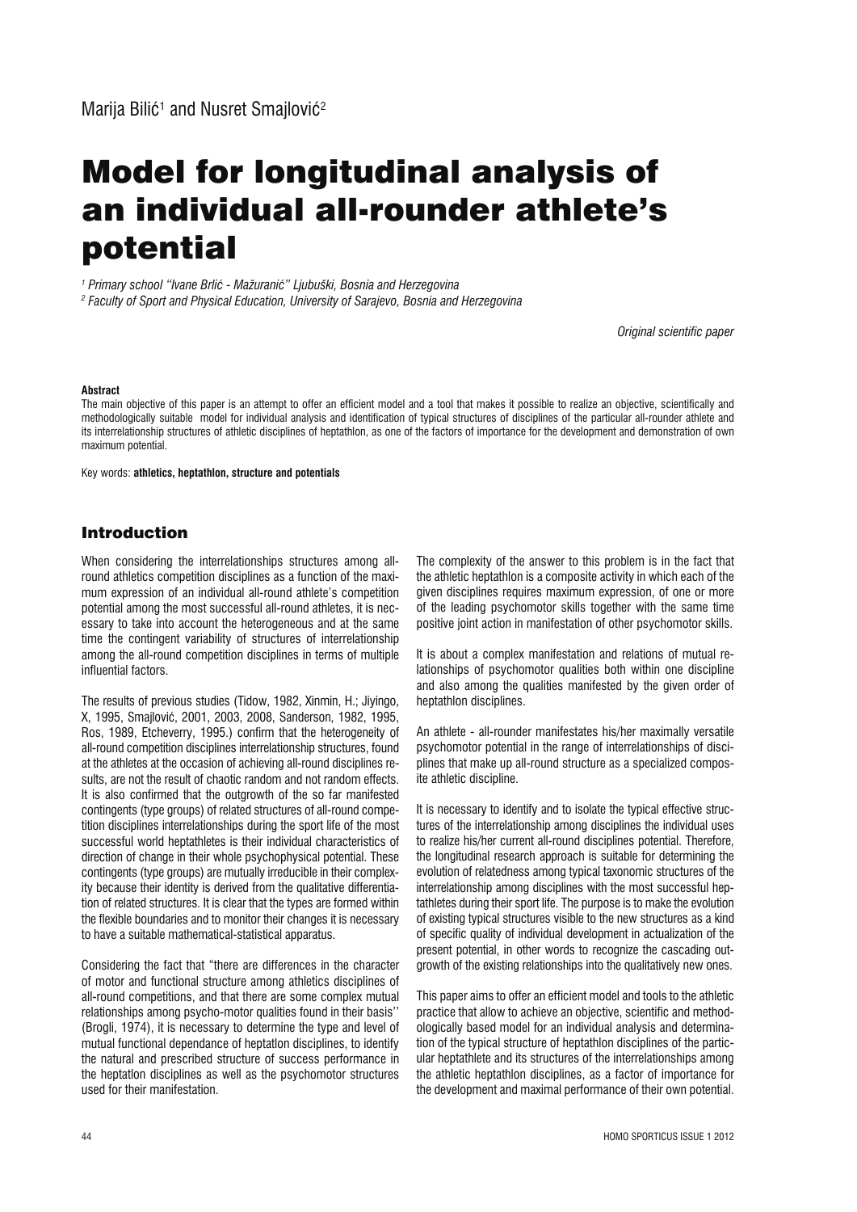Marija Bilić[1] and Nusret Smajlović[2]

# Model for longitudinal analysis of an individual all-rounder athlete's potential

[1] *Primary school ''Ivane Brlić - Mažuranić'' Ljubuški, Bosnia and Herzegovina*
[2] *Faculty of Sport and Physical Education, University of Sarajevo, Bosnia and Herzegovina*

*Original scientific paper*

**Abstract**

The main objective of this paper is an attempt to offer an efficient model and a tool that makes it possible to realize an objective, scientifically and methodologically suitable model for individual analysis and identification of typical structures of disciplines of the particular all-rounder athlete and its interrelationship structures of athletic disciplines of heptathlon, as one of the factors of importance for the development and demonstration of own maximum potential.

Key words: **athletics, heptathlon, structure and potentials**

## Introduction

When considering the interrelationships structures among all-round athletics competition disciplines as a function of the maximum expression of an individual all-round athlete's competition potential among the most successful all-round athletes, it is necessary to take into account the heterogeneous and at the same time the contingent variability of structures of interrelationship among the all-round competition disciplines in terms of multiple influential factors.

The results of previous studies (Tidow, 1982, Xinmin, H.; Jiyingo, X, 1995, Smajlović, 2001, 2003, 2008, Sanderson, 1982, 1995, Ros, 1989, Etcheverry, 1995.) confirm that the heterogeneity of all-round competition disciplines interrelationship structures, found at the athletes at the occasion of achieving all-round disciplines results, are not the result of chaotic random and not random effects. It is also confirmed that the outgrowth of the so far manifested contingents (type groups) of related structures of all-round competition disciplines interrelationships during the sport life of the most successful world heptathletes is their individual characteristics of direction of change in their whole psychophysical potential. These contingents (type groups) are mutually irreducible in their complexity because their identity is derived from the qualitative differentiation of related structures. It is clear that the types are formed within the flexible boundaries and to monitor their changes it is necessary to have a suitable mathematical-statistical apparatus.

Considering the fact that "there are differences in the character of motor and functional structure among athletics disciplines of all-round competitions, and that there are some complex mutual relationships among psycho-motor qualities found in their basis'' (Brogli, 1974), it is necessary to determine the type and level of mutual functional dependance of heptatlon disciplines, to identify the natural and prescribed structure of success performance in the heptatlon disciplines as well as the psychomotor structures used for their manifestation.

The complexity of the answer to this problem is in the fact that the athletic heptathlon is a composite activity in which each of the given disciplines requires maximum expression, of one or more of the leading psychomotor skills together with the same time positive joint action in manifestation of other psychomotor skills.

It is about a complex manifestation and relations of mutual relationships of psychomotor qualities both within one discipline and also among the qualities manifested by the given order of heptathlon disciplines.

An athlete - all-rounder manifestates his/her maximally versatile psychomotor potential in the range of interrelationships of disciplines that make up all-round structure as a specialized composite athletic discipline.

It is necessary to identify and to isolate the typical effective structures of the interrelationship among disciplines the individual uses to realize his/her current all-round disciplines potential. Therefore, the longitudinal research approach is suitable for determining the evolution of relatedness among typical taxonomic structures of the interrelationship among disciplines with the most successful heptathletes during their sport life. The purpose is to make the evolution of existing typical structures visible to the new structures as a kind of specific quality of individual development in actualization of the present potential, in other words to recognize the cascading outgrowth of the existing relationships into the qualitatively new ones.

This paper aims to offer an efficient model and tools to the athletic practice that allow to achieve an objective, scientific and methodologically based model for an individual analysis and determination of the typical structure of heptathlon disciplines of the particular heptathlete and its structures of the interrelationships among the athletic heptathlon disciplines, as a factor of importance for the development and maximal performance of their own potential.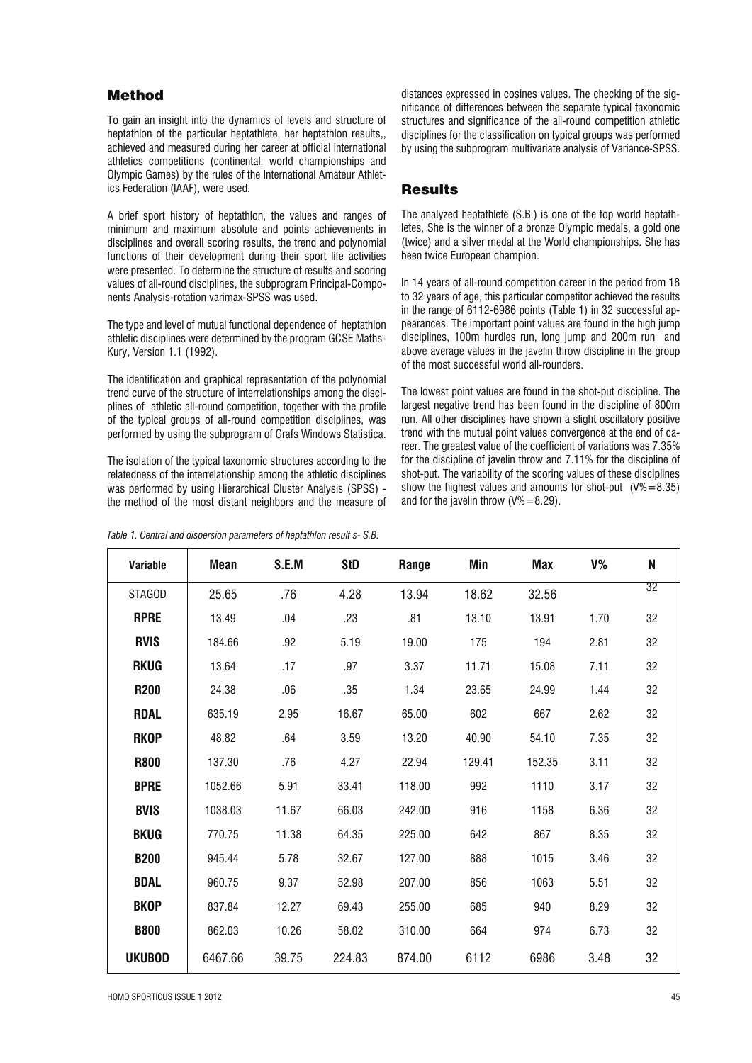## Method

To gain an insight into the dynamics of levels and structure of heptathlon of the particular heptathlete, her heptathlon results,, achieved and measured during her career at official international athletics competitions (continental, world championships and Olympic Games) by the rules of the International Amateur Athletics Federation (IAAF), were used.

A brief sport history of heptathlon, the values and ranges of minimum and maximum absolute and points achievements in disciplines and overall scoring results, the trend and polynomial functions of their development during their sport life activities were presented. To determine the structure of results and scoring values of all-round disciplines, the subprogram Principal-Components Analysis-rotation varimax-SPSS was used.

The type and level of mutual functional dependence of heptathlon athletic disciplines were determined by the program GCSE Maths-Kury, Version 1.1 (1992).

The identification and graphical representation of the polynomial trend curve of the structure of interrelationships among the disciplines of athletic all-round competition, together with the profile of the typical groups of all-round competition disciplines, was performed by using the subprogram of Grafs Windows Statistica.

The isolation of the typical taxonomic structures according to the relatedness of the interrelationship among the athletic disciplines was performed by using Hierarchical Cluster Analysis (SPSS) - the method of the most distant neighbors and the measure of distances expressed in cosines values. The checking of the significance of differences between the separate typical taxonomic structures and significance of the all-round competition athletic disciplines for the classification on typical groups was performed by using the subprogram multivariate analysis of Variance-SPSS.

## Results

The analyzed heptathlete (S.B.) is one of the top world heptathletes, She is the winner of a bronze Olympic medals, a gold one (twice) and a silver medal at the World championships. She has been twice European champion.

In 14 years of all-round competition career in the period from 18 to 32 years of age, this particular competitor achieved the results in the range of 6112-6986 points (Table 1) in 32 successful appearances. The important point values are found in the high jump disciplines, 100m hurdles run, long jump and 200m run and above average values in the javelin throw discipline in the group of the most successful world all-rounders.

The lowest point values are found in the shot-put discipline. The largest negative trend has been found in the discipline of 800m run. All other disciplines have shown a slight oscillatory positive trend with the mutual point values convergence at the end of career. The greatest value of the coefficient of variations was 7.35% for the discipline of javelin throw and 7.11% for the discipline of shot-put. The variability of the scoring values of these disciplines show the highest values and amounts for shot-put (V%=8.35) and for the javelin throw (V%=8.29).

*Table 1. Central and dispersion parameters of heptathlon result s- S.B.*

| Variable | Mean | S.E.M | StD | Range | Min | Max | V% | N |
|---|---|---|---|---|---|---|---|---|
| STAGOD | 25.65 | .76 | 4.28 | 13.94 | 18.62 | 32.56 | | 32 |
| **RPRE** | 13.49 | .04 | .23 | .81 | 13.10 | 13.91 | 1.70 | 32 |
| **RVIS** | 184.66 | .92 | 5.19 | 19.00 | 175 | 194 | 2.81 | 32 |
| **RKUG** | 13.64 | .17 | .97 | 3.37 | 11.71 | 15.08 | 7.11 | 32 |
| **R200** | 24.38 | .06 | .35 | 1.34 | 23.65 | 24.99 | 1.44 | 32 |
| **RDAL** | 635.19 | 2.95 | 16.67 | 65.00 | 602 | 667 | 2.62 | 32 |
| **RKOP** | 48.82 | .64 | 3.59 | 13.20 | 40.90 | 54.10 | 7.35 | 32 |
| **R800** | 137.30 | .76 | 4.27 | 22.94 | 129.41 | 152.35 | 3.11 | 32 |
| **BPRE** | 1052.66 | 5.91 | 33.41 | 118.00 | 992 | 1110 | 3.17 | 32 |
| **BVIS** | 1038.03 | 11.67 | 66.03 | 242.00 | 916 | 1158 | 6.36 | 32 |
| **BKUG** | 770.75 | 11.38 | 64.35 | 225.00 | 642 | 867 | 8.35 | 32 |
| **B200** | 945.44 | 5.78 | 32.67 | 127.00 | 888 | 1015 | 3.46 | 32 |
| **BDAL** | 960.75 | 9.37 | 52.98 | 207.00 | 856 | 1063 | 5.51 | 32 |
| **BKOP** | 837.84 | 12.27 | 69.43 | 255.00 | 685 | 940 | 8.29 | 32 |
| **B800** | 862.03 | 10.26 | 58.02 | 310.00 | 664 | 974 | 6.73 | 32 |
| **UKUBOD** | 6467.66 | 39.75 | 224.83 | 874.00 | 6112 | 6986 | 3.48 | 32 |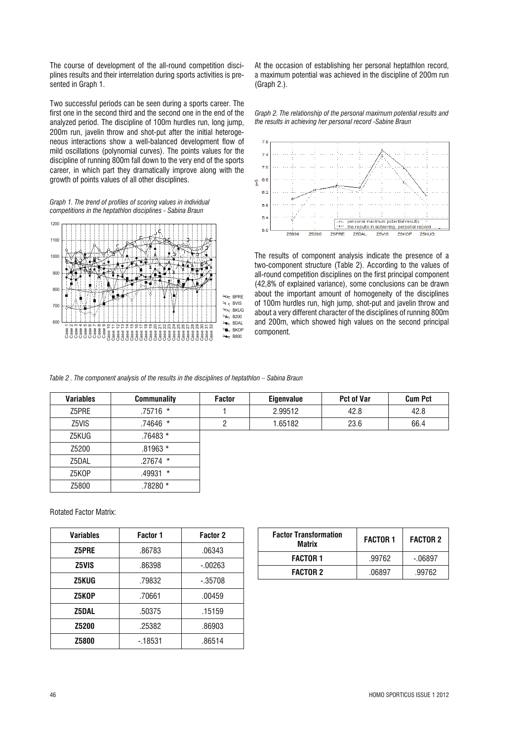The course of development of the all-round competition disciplines results and their interrelation during sports activities is presented in Graph 1.

Two successful periods can be seen during a sports career. The first one in the second third and the second one in the end of the analyzed period. The discipline of 100m hurdles run, long jump, 200m run, javelin throw and shot-put after the initial heterogeneous interactions show a well-balanced development flow of mild oscillations (polynomial curves). The points values for the discipline of running 800m fall down to the very end of the sports career, in which part they dramatically improve along with the growth of points values of all other disciplines.

*Graph 1. The trend of profiles of scoring values in individual competitions in the heptathlon disciplines - Sabina Braun*

At the occasion of establishing her personal heptathlon record, a maximum potential was achieved in the discipline of 200m run (Graph 2.).

*Graph 2. The relationship of the personal maximum potential results and the results in achieving her personal record -Sabine Braun*

The results of component analysis indicate the presence of a two-component structure (Table 2). According to the values of all-round competition disciplines on the first principal component (42,8% of explained variance), some conclusions can be drawn about the important amount of homogeneity of the disciplines of 100m hurdles run, high jump, shot-put and javelin throw and about a very different character of the disciplines of running 800m and 200m, which showed high values on the second principal component.

*Table 2 . The component analysis of the results in the disciplines of heptathlon – Sabina Braun*

| Variables | Communality | Factor | Eigenvalue | Pct of Var | Cum Pct |
|---|---|---|---|---|---|
| Z5PRE | .75716 * | 1 | 2.99512 | 42.8 | 42.8 |
| Z5VIS | .74646 * | 2 | 1.65182 | 23.6 | 66.4 |
| Z5KUG | .76483 * | | | | |
| Z5200 | .81963 * | | | | |
| Z5DAL | .27674 * | | | | |
| Z5KOP | .49931 * | | | | |
| Z5800 | .78280 * | | | | |

Rotated Factor Matrix:

| Variables | Factor 1 | Factor 2 |
|---|---|---|
| **Z5PRE** | .86783 | .06343 |
| **Z5VIS** | .86398 | -.00263 |
| **Z5KUG** | .79832 | -.35708 |
| **Z5KOP** | .70661 | .00459 |
| **Z5DAL** | .50375 | .15159 |
| **Z5200** | .25382 | .86903 |
| **Z5800** | -.18531 | .86514 |

| Factor Transformation Matrix | FACTOR 1 | FACTOR 2 |
|---|---|---|
| **FACTOR 1** | .99762 | -.06897 |
| **FACTOR 2** | .06897 | .99762 |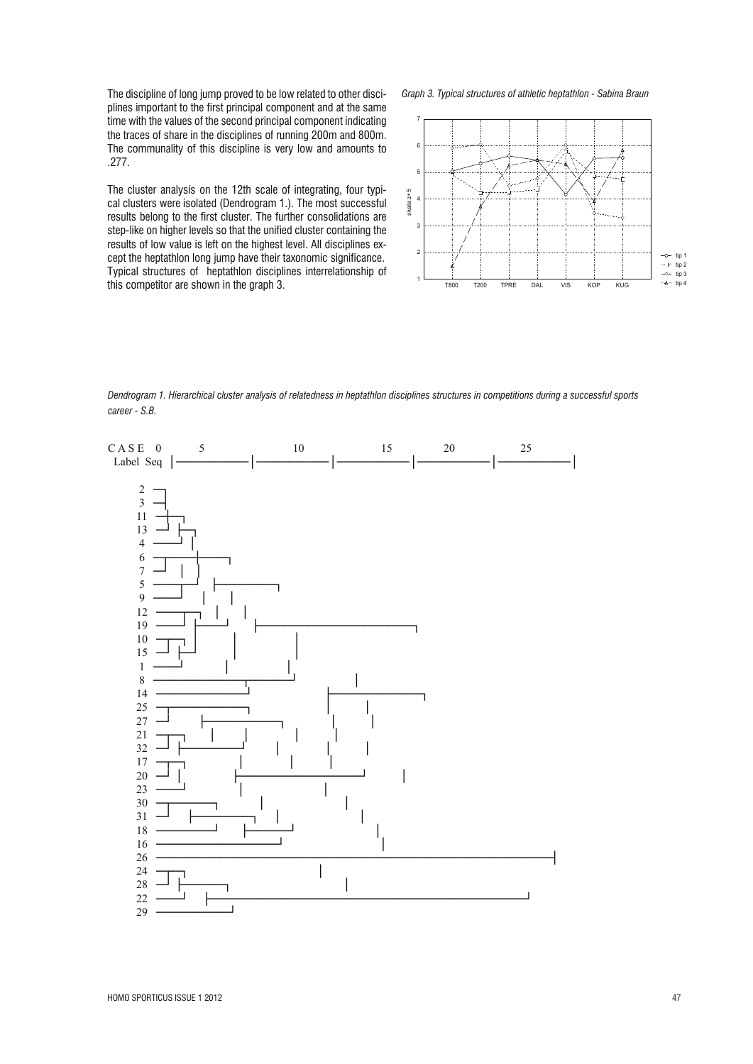The discipline of long jump proved to be low related to other disciplines important to the first principal component and at the same time with the values of the second principal component indicating the traces of share in the disciplines of running 200m and 800m. The communality of this discipline is very low and amounts to .277.

The cluster analysis on the 12th scale of integrating, four typical clusters were isolated (Dendrogram 1.). The most successful results belong to the first cluster. The further consolidations are step-like on higher levels so that the unified cluster containing the results of low value is left on the highest level. All disciplines except the heptathlon long jump have their taxonomic significance. Typical structures of heptathlon disciplines interrelationship of this competitor are shown in the graph 3.

*Graph 3. Typical structures of athletic heptathlon - Sabina Braun*

*Dendrogram 1. Hierarchical cluster analysis of relatedness in heptathlon disciplines structures in competitions during a successful sports career - S.B.*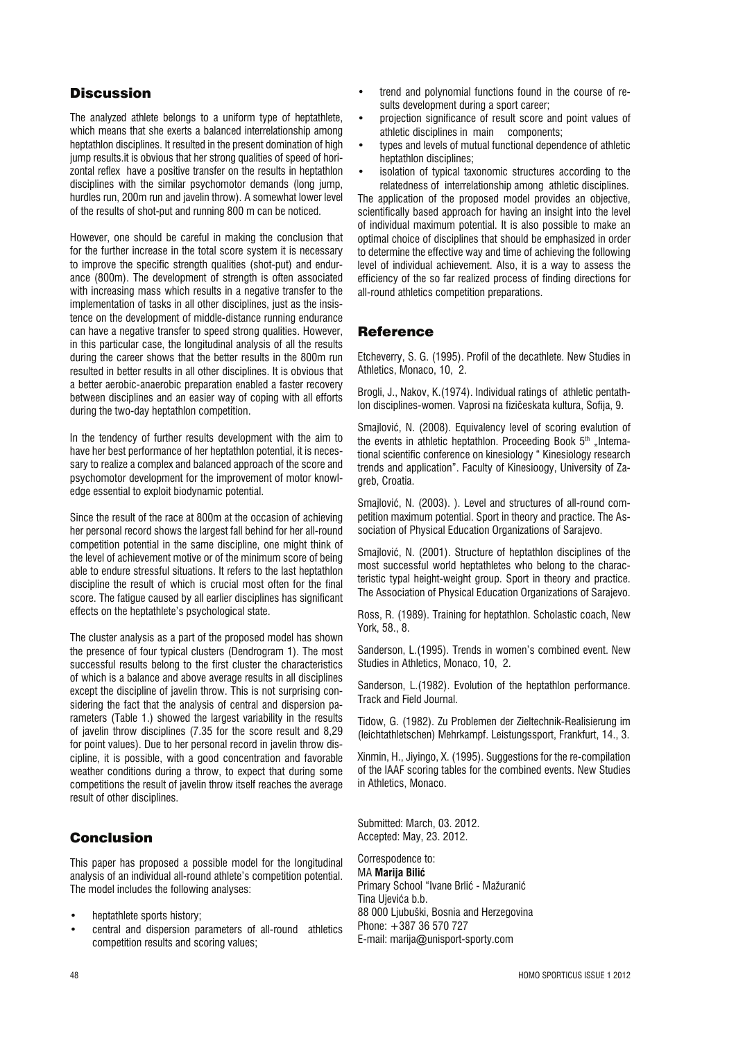## Discussion

The analyzed athlete belongs to a uniform type of heptathlete, which means that she exerts a balanced interrelationship among heptathlon disciplines. It resulted in the present domination of high jump results.it is obvious that her strong qualities of speed of horizontal reflex have a positive transfer on the results in heptathlon disciplines with the similar psychomotor demands (long jump, hurdles run, 200m run and javelin throw). A somewhat lower level of the results of shot-put and running 800 m can be noticed.

However, one should be careful in making the conclusion that for the further increase in the total score system it is necessary to improve the specific strength qualities (shot-put) and endurance (800m). The development of strength is often associated with increasing mass which results in a negative transfer to the implementation of tasks in all other disciplines, just as the insistence on the development of middle-distance running endurance can have a negative transfer to speed strong qualities. However, in this particular case, the longitudinal analysis of all the results during the career shows that the better results in the 800m run resulted in better results in all other disciplines. It is obvious that a better aerobic-anaerobic preparation enabled a faster recovery between disciplines and an easier way of coping with all efforts during the two-day heptathlon competition.

In the tendency of further results development with the aim to have her best performance of her heptathlon potential, it is necessary to realize a complex and balanced approach of the score and psychomotor development for the improvement of motor knowledge essential to exploit biodynamic potential.

Since the result of the race at 800m at the occasion of achieving her personal record shows the largest fall behind for her all-round competition potential in the same discipline, one might think of the level of achievement motive or of the minimum score of being able to endure stressful situations. It refers to the last heptathlon discipline the result of which is crucial most often for the final score. The fatigue caused by all earlier disciplines has significant effects on the heptathlete's psychological state.

The cluster analysis as a part of the proposed model has shown the presence of four typical clusters (Dendrogram 1). The most successful results belong to the first cluster the characteristics of which is a balance and above average results in all disciplines except the discipline of javelin throw. This is not surprising considering the fact that the analysis of central and dispersion parameters (Table 1.) showed the largest variability in the results of javelin throw disciplines (7.35 for the score result and 8,29 for point values). Due to her personal record in javelin throw discipline, it is possible, with a good concentration and favorable weather conditions during a throw, to expect that during some competitions the result of javelin throw itself reaches the average result of other disciplines.

## Conclusion

This paper has proposed a possible model for the longitudinal analysis of an individual all-round athlete's competition potential. The model includes the following analyses:

- heptathlete sports history;
- central and dispersion parameters of all-round athletics competition results and scoring values;
- trend and polynomial functions found in the course of results development during a sport career;
- projection significance of result score and point values of athletic disciplines in main components;
- types and levels of mutual functional dependence of athletic heptathlon disciplines;
- isolation of typical taxonomic structures according to the relatedness of interrelationship among athletic disciplines.

The application of the proposed model provides an objective, scientifically based approach for having an insight into the level of individual maximum potential. It is also possible to make an optimal choice of disciplines that should be emphasized in order to determine the effective way and time of achieving the following level of individual achievement. Also, it is a way to assess the efficiency of the so far realized process of finding directions for all-round athletics competition preparations.

## Reference

Etcheverry, S. G. (1995). Profil of the decathlete. New Studies in Athletics, Monaco, 10, 2.

Brogli, J., Nakov, K.(1974). Individual ratings of athletic pentathlon disciplines-women. Vaprosi na fizičeskata kultura, Sofija, 9.

Smajlović, N. (2008). Equivalency level of scoring evalution of the events in athletic heptathlon. Proceeding Book 5th „International scientific conference on kinesiology " Kinesiology research trends and application". Faculty of Kinesioogy, University of Zagreb, Croatia.

Smajlović, N. (2003). ). Level and structures of all-round competition maximum potential. Sport in theory and practice. The Association of Physical Education Organizations of Sarajevo.

Smajlović, N. (2001). Structure of heptathlon disciplines of the most successful world heptathletes who belong to the characteristic typal height-weight group. Sport in theory and practice. The Association of Physical Education Organizations of Sarajevo.

Ross, R. (1989). Training for heptathlon. Scholastic coach, New York, 58., 8.

Sanderson, L.(1995). Trends in women's combined event. New Studies in Athletics, Monaco, 10, 2.

Sanderson, L.(1982). Evolution of the heptathlon performance. Track and Field Journal.

Tidow, G. (1982). Zu Problemen der Zieltechnik-Realisierung im (leichtathletschen) Mehrkampf. Leistungssport, Frankfurt, 14., 3.

Xinmin, H., Jiyingo, X. (1995). Suggestions for the re-compilation of the IAAF scoring tables for the combined events. New Studies in Athletics, Monaco.

Submitted: March, 03. 2012.
Accepted: May, 23. 2012.

Correspodence to:
MA **Marija Bilić**
Primary School "Ivane Brlić - Mažuranić
Tina Ujevića b.b.
88 000 Ljubuški, Bosnia and Herzegovina
Phone: +387 36 570 727
E-mail: marija@unisport-sporty.com